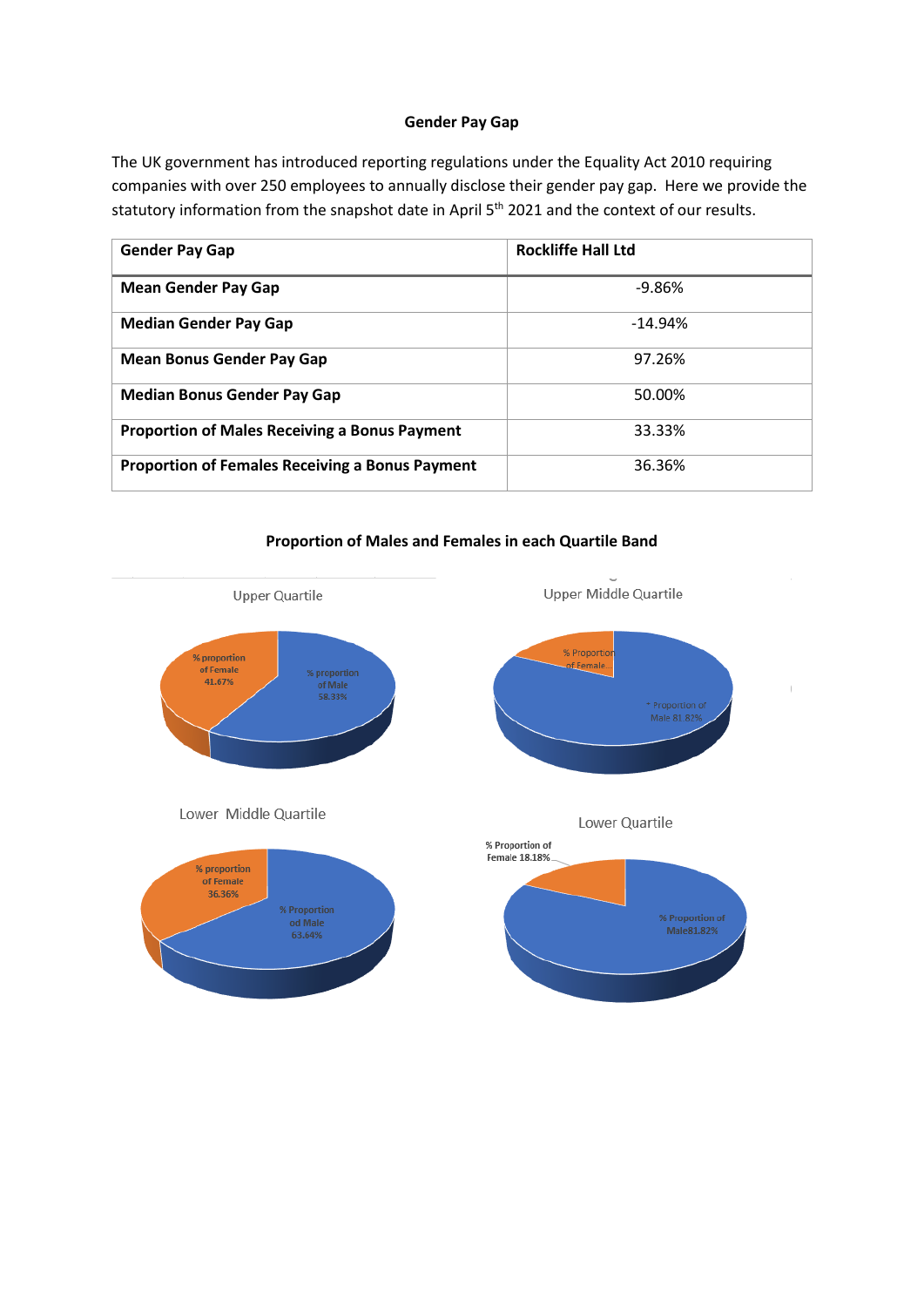## Gender Pay Gap

The UK government has introduced reporting regulations under the Equality Act 2010 requiring companies with over 250 employees to annually disclose their gender pay gap. Here we provide the statutory information from the snapshot date in April 5th 2021 and the context of our results.

| Gender Pay Gap | Rockliffe Hall Ltd |
| --- | --- |
| **Mean Gender Pay Gap** | -9.86% |
| **Median Gender Pay Gap** | -14.94% |
| **Mean Bonus Gender Pay Gap** | 97.26% |
| **Median Bonus Gender Pay Gap** | 50.00% |
| **Proportion of Males Receiving a Bonus Payment** | 33.33% |
| **Proportion of Females Receiving a Bonus Payment** | 36.36% |

### Proportion of Males and Females in each Quartile Band

Upper Quartile

% proportion of Female 41.67%

% proportion of Male 58.33%

Upper Middle Quartile

% Proportion of Female

% Proportion of Male 81.82%

Lower Middle Quartile

% proportion of Female 36.36%

% Proportion od Male 63.64%

Lower Quartile

% Proportion of Female 18.18%

% Proportion of Male81.82%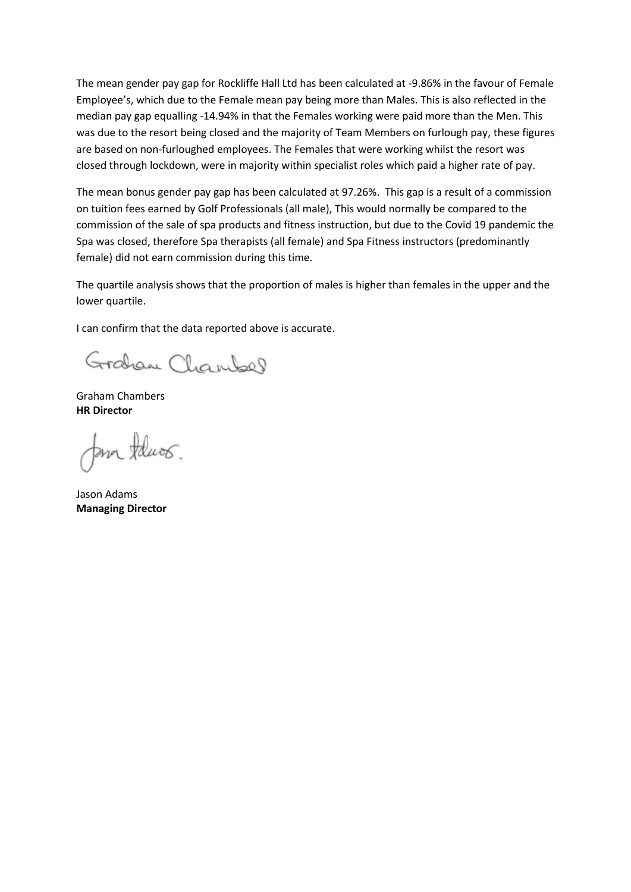The mean gender pay gap for Rockliffe Hall Ltd has been calculated at -9.86% in the favour of Female Employee's, which due to the Female mean pay being more than Males. This is also reflected in the median pay gap equalling -14.94% in that the Females working were paid more than the Men. This was due to the resort being closed and the majority of Team Members on furlough pay, these figures are based on non-furloughed employees. The Females that were working whilst the resort was closed through lockdown, were in majority within specialist roles which paid a higher rate of pay.

The mean bonus gender pay gap has been calculated at 97.26%. This gap is a result of a commission on tuition fees earned by Golf Professionals (all male), This would normally be compared to the commission of the sale of spa products and fitness instruction, but due to the Covid 19 pandemic the Spa was closed, therefore Spa therapists (all female) and Spa Fitness instructors (predominantly female) did not earn commission during this time.

The quartile analysis shows that the proportion of males is higher than females in the upper and the lower quartile.

I can confirm that the data reported above is accurate.

Graham Chambers
**HR Director**

Jason Adams
**Managing Director**